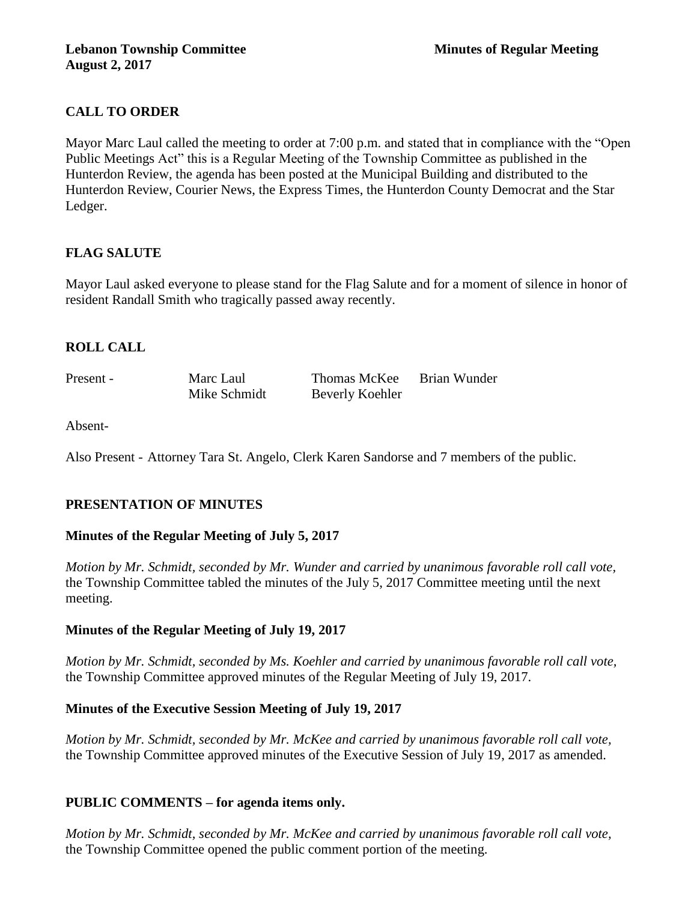**Lebanon Township Committee** **Minutes of Regular Meeting**
**August 2, 2017**

## CALL TO ORDER

Mayor Marc Laul called the meeting to order at 7:00 p.m. and stated that in compliance with the "Open Public Meetings Act" this is a Regular Meeting of the Township Committee as published in the Hunterdon Review, the agenda has been posted at the Municipal Building and distributed to the Hunterdon Review, Courier News, the Express Times, the Hunterdon County Democrat and the Star Ledger.

## FLAG SALUTE

Mayor Laul asked everyone to please stand for the Flag Salute and for a moment of silence in honor of resident Randall Smith who tragically passed away recently.

## ROLL CALL

| Present - | Marc Laul | Thomas McKee | Brian Wunder |
|---|---|---|---|
| | Mike Schmidt | Beverly Koehler | |

Absent-

Also Present - Attorney Tara St. Angelo, Clerk Karen Sandorse and 7 members of the public.

## PRESENTATION OF MINUTES

### Minutes of the Regular Meeting of July 5, 2017

*Motion by Mr. Schmidt, seconded by Mr. Wunder and carried by unanimous favorable roll call vote,* the Township Committee tabled the minutes of the July 5, 2017 Committee meeting until the next meeting.

### Minutes of the Regular Meeting of July 19, 2017

*Motion by Mr. Schmidt, seconded by Ms. Koehler and carried by unanimous favorable roll call vote,* the Township Committee approved minutes of the Regular Meeting of July 19, 2017.

### Minutes of the Executive Session Meeting of July 19, 2017

*Motion by Mr. Schmidt, seconded by Mr. McKee and carried by unanimous favorable roll call vote,* the Township Committee approved minutes of the Executive Session of July 19, 2017 as amended.

## PUBLIC COMMENTS – for agenda items only.

*Motion by Mr. Schmidt, seconded by Mr. McKee and carried by unanimous favorable roll call vote,* the Township Committee opened the public comment portion of the meeting.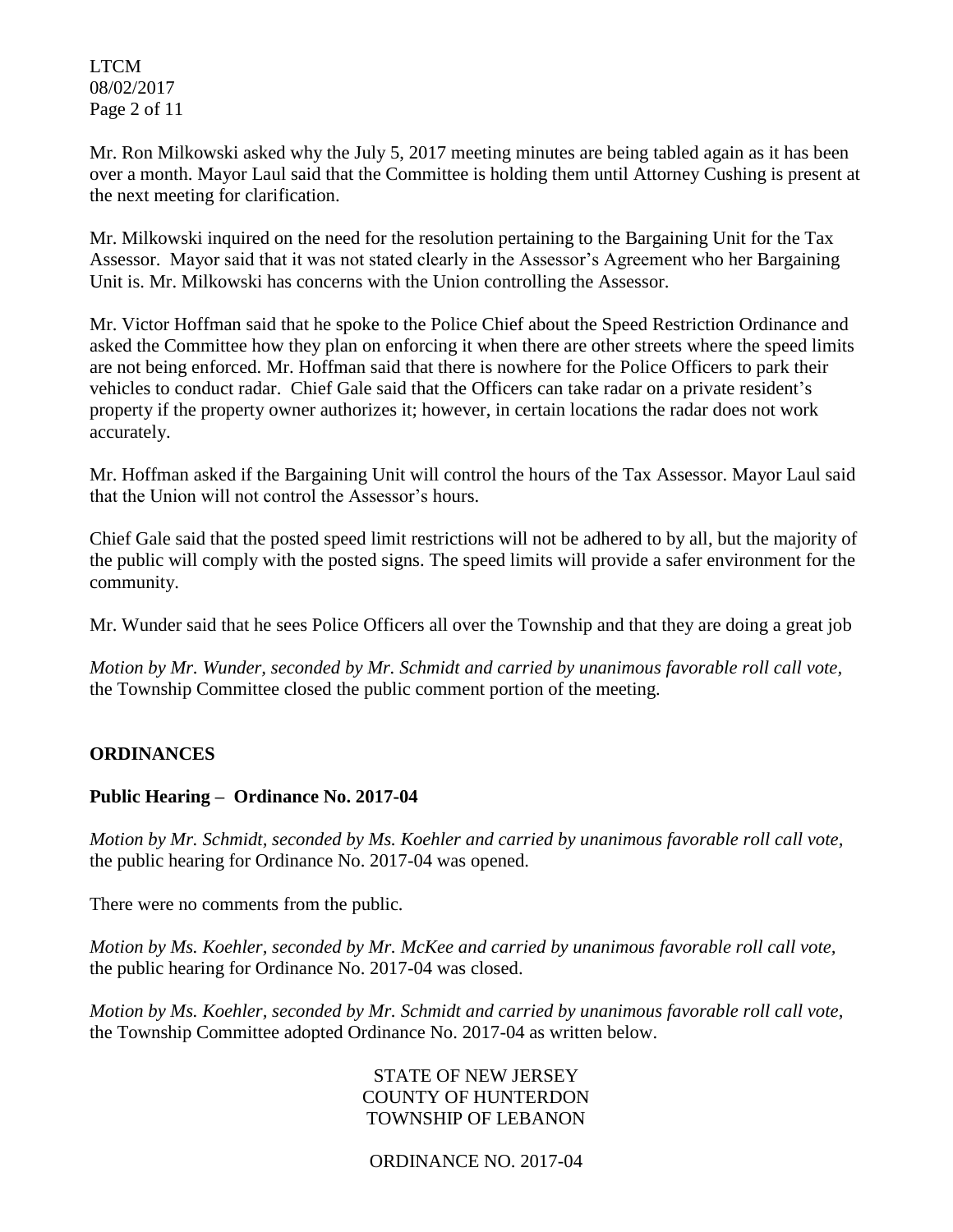Mr. Ron Milkowski asked why the July 5, 2017 meeting minutes are being tabled again as it has been over a month. Mayor Laul said that the Committee is holding them until Attorney Cushing is present at the next meeting for clarification.

Mr. Milkowski inquired on the need for the resolution pertaining to the Bargaining Unit for the Tax Assessor. Mayor said that it was not stated clearly in the Assessor's Agreement who her Bargaining Unit is. Mr. Milkowski has concerns with the Union controlling the Assessor.

Mr. Victor Hoffman said that he spoke to the Police Chief about the Speed Restriction Ordinance and asked the Committee how they plan on enforcing it when there are other streets where the speed limits are not being enforced. Mr. Hoffman said that there is nowhere for the Police Officers to park their vehicles to conduct radar. Chief Gale said that the Officers can take radar on a private resident's property if the property owner authorizes it; however, in certain locations the radar does not work accurately.

Mr. Hoffman asked if the Bargaining Unit will control the hours of the Tax Assessor. Mayor Laul said that the Union will not control the Assessor's hours.

Chief Gale said that the posted speed limit restrictions will not be adhered to by all, but the majority of the public will comply with the posted signs. The speed limits will provide a safer environment for the community.

Mr. Wunder said that he sees Police Officers all over the Township and that they are doing a great job

*Motion by Mr. Wunder, seconded by Mr. Schmidt and carried by unanimous favorable roll call vote,* the Township Committee closed the public comment portion of the meeting.

## ORDINANCES

### Public Hearing – Ordinance No. 2017-04

*Motion by Mr. Schmidt, seconded by Ms. Koehler and carried by unanimous favorable roll call vote,* the public hearing for Ordinance No. 2017-04 was opened.

There were no comments from the public.

*Motion by Ms. Koehler, seconded by Mr. McKee and carried by unanimous favorable roll call vote,* the public hearing for Ordinance No. 2017-04 was closed.

*Motion by Ms. Koehler, seconded by Mr. Schmidt and carried by unanimous favorable roll call vote,* the Township Committee adopted Ordinance No. 2017-04 as written below.

STATE OF NEW JERSEY
COUNTY OF HUNTERDON
TOWNSHIP OF LEBANON

ORDINANCE NO. 2017-04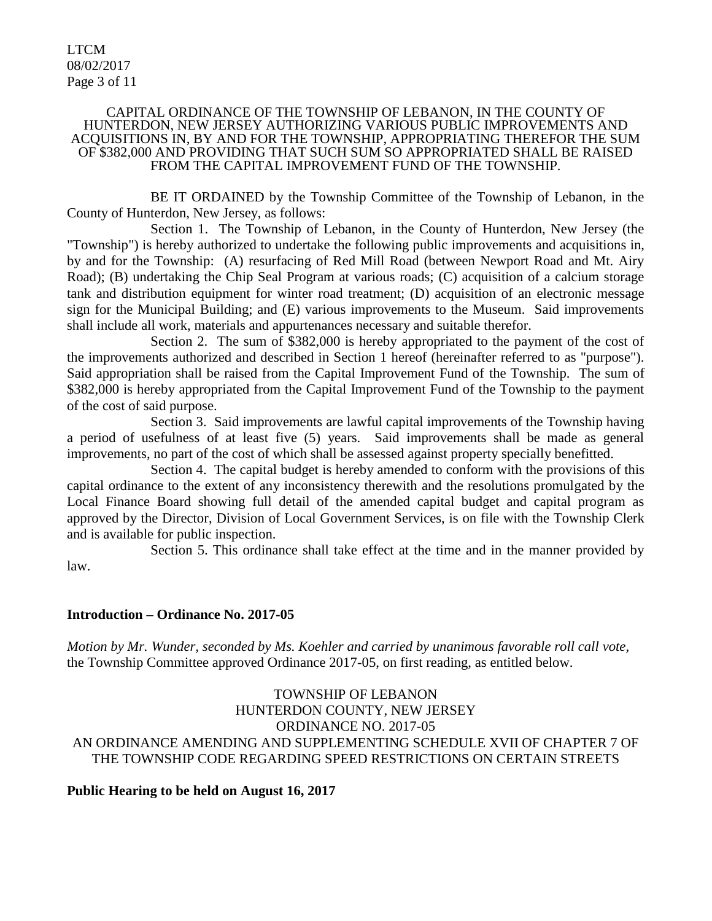CAPITAL ORDINANCE OF THE TOWNSHIP OF LEBANON, IN THE COUNTY OF HUNTERDON, NEW JERSEY AUTHORIZING VARIOUS PUBLIC IMPROVEMENTS AND ACQUISITIONS IN, BY AND FOR THE TOWNSHIP, APPROPRIATING THEREFOR THE SUM OF $382,000 AND PROVIDING THAT SUCH SUM SO APPROPRIATED SHALL BE RAISED FROM THE CAPITAL IMPROVEMENT FUND OF THE TOWNSHIP.

BE IT ORDAINED by the Township Committee of the Township of Lebanon, in the County of Hunterdon, New Jersey, as follows:

Section 1. The Township of Lebanon, in the County of Hunterdon, New Jersey (the "Township") is hereby authorized to undertake the following public improvements and acquisitions in, by and for the Township: (A) resurfacing of Red Mill Road (between Newport Road and Mt. Airy Road); (B) undertaking the Chip Seal Program at various roads; (C) acquisition of a calcium storage tank and distribution equipment for winter road treatment; (D) acquisition of an electronic message sign for the Municipal Building; and (E) various improvements to the Museum. Said improvements shall include all work, materials and appurtenances necessary and suitable therefor.

Section 2. The sum of $382,000 is hereby appropriated to the payment of the cost of the improvements authorized and described in Section 1 hereof (hereinafter referred to as "purpose"). Said appropriation shall be raised from the Capital Improvement Fund of the Township. The sum of $382,000 is hereby appropriated from the Capital Improvement Fund of the Township to the payment of the cost of said purpose.

Section 3. Said improvements are lawful capital improvements of the Township having a period of usefulness of at least five (5) years. Said improvements shall be made as general improvements, no part of the cost of which shall be assessed against property specially benefitted.

Section 4. The capital budget is hereby amended to conform with the provisions of this capital ordinance to the extent of any inconsistency therewith and the resolutions promulgated by the Local Finance Board showing full detail of the amended capital budget and capital program as approved by the Director, Division of Local Government Services, is on file with the Township Clerk and is available for public inspection.

Section 5. This ordinance shall take effect at the time and in the manner provided by law.

**Introduction – Ordinance No. 2017-05**

*Motion by Mr. Wunder, seconded by Ms. Koehler and carried by unanimous favorable roll call vote,* the Township Committee approved Ordinance 2017-05, on first reading, as entitled below.

TOWNSHIP OF LEBANON
HUNTERDON COUNTY, NEW JERSEY
ORDINANCE NO. 2017-05
AN ORDINANCE AMENDING AND SUPPLEMENTING SCHEDULE XVII OF CHAPTER 7 OF THE TOWNSHIP CODE REGARDING SPEED RESTRICTIONS ON CERTAIN STREETS

**Public Hearing to be held on August 16, 2017**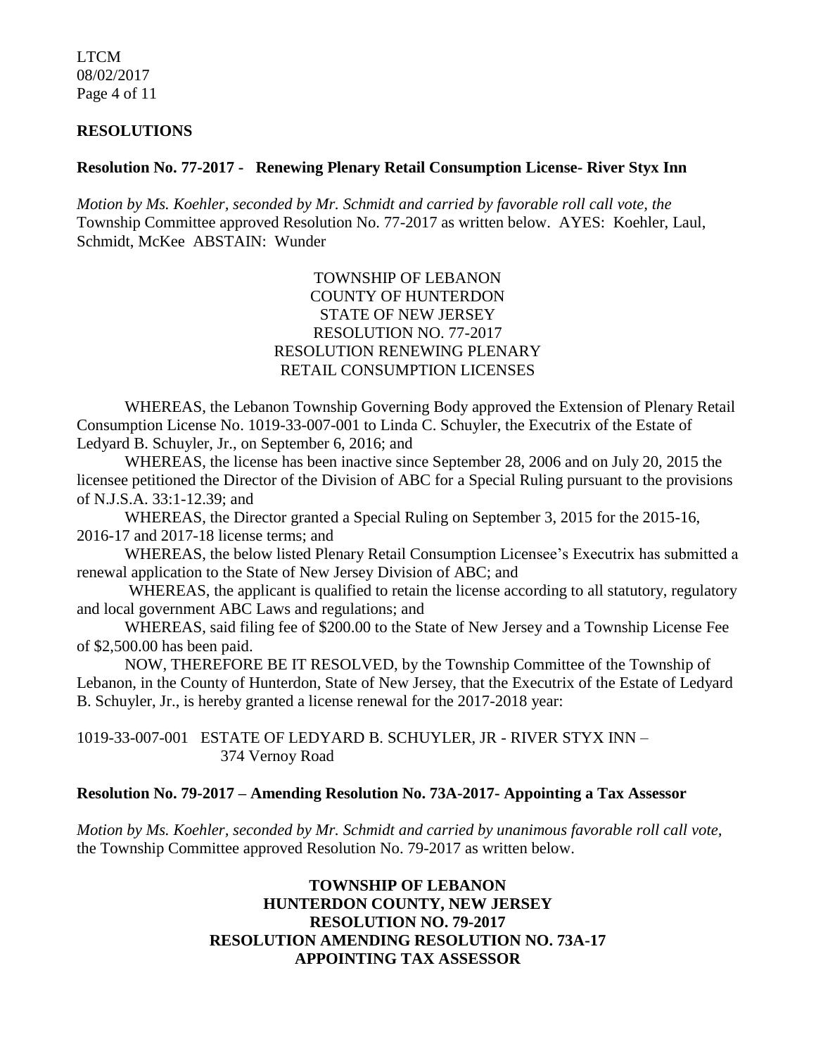## RESOLUTIONS

**Resolution No. 77-2017 - Renewing Plenary Retail Consumption License- River Styx Inn**

*Motion by Ms. Koehler, seconded by Mr. Schmidt and carried by favorable roll call vote, the* Township Committee approved Resolution No. 77-2017 as written below. AYES: Koehler, Laul, Schmidt, McKee ABSTAIN: Wunder

TOWNSHIP OF LEBANON
COUNTY OF HUNTERDON
STATE OF NEW JERSEY
RESOLUTION NO. 77-2017
RESOLUTION RENEWING PLENARY
RETAIL CONSUMPTION LICENSES

WHEREAS, the Lebanon Township Governing Body approved the Extension of Plenary Retail Consumption License No. 1019-33-007-001 to Linda C. Schuyler, the Executrix of the Estate of Ledyard B. Schuyler, Jr., on September 6, 2016; and

WHEREAS, the license has been inactive since September 28, 2006 and on July 20, 2015 the licensee petitioned the Director of the Division of ABC for a Special Ruling pursuant to the provisions of N.J.S.A. 33:1-12.39; and

WHEREAS, the Director granted a Special Ruling on September 3, 2015 for the 2015-16, 2016-17 and 2017-18 license terms; and

WHEREAS, the below listed Plenary Retail Consumption Licensee's Executrix has submitted a renewal application to the State of New Jersey Division of ABC; and

WHEREAS, the applicant is qualified to retain the license according to all statutory, regulatory and local government ABC Laws and regulations; and

WHEREAS, said filing fee of $200.00 to the State of New Jersey and a Township License Fee of $2,500.00 has been paid.

NOW, THEREFORE BE IT RESOLVED, by the Township Committee of the Township of Lebanon, in the County of Hunterdon, State of New Jersey, that the Executrix of the Estate of Ledyard B. Schuyler, Jr., is hereby granted a license renewal for the 2017-2018 year:

1019-33-007-001 ESTATE OF LEDYARD B. SCHUYLER, JR - RIVER STYX INN – 374 Vernoy Road

**Resolution No. 79-2017 – Amending Resolution No. 73A-2017- Appointing a Tax Assessor**

*Motion by Ms. Koehler, seconded by Mr. Schmidt and carried by unanimous favorable roll call vote,* the Township Committee approved Resolution No. 79-2017 as written below.

**TOWNSHIP OF LEBANON**
**HUNTERDON COUNTY, NEW JERSEY**
**RESOLUTION NO. 79-2017**
**RESOLUTION AMENDING RESOLUTION NO. 73A-17**
**APPOINTING TAX ASSESSOR**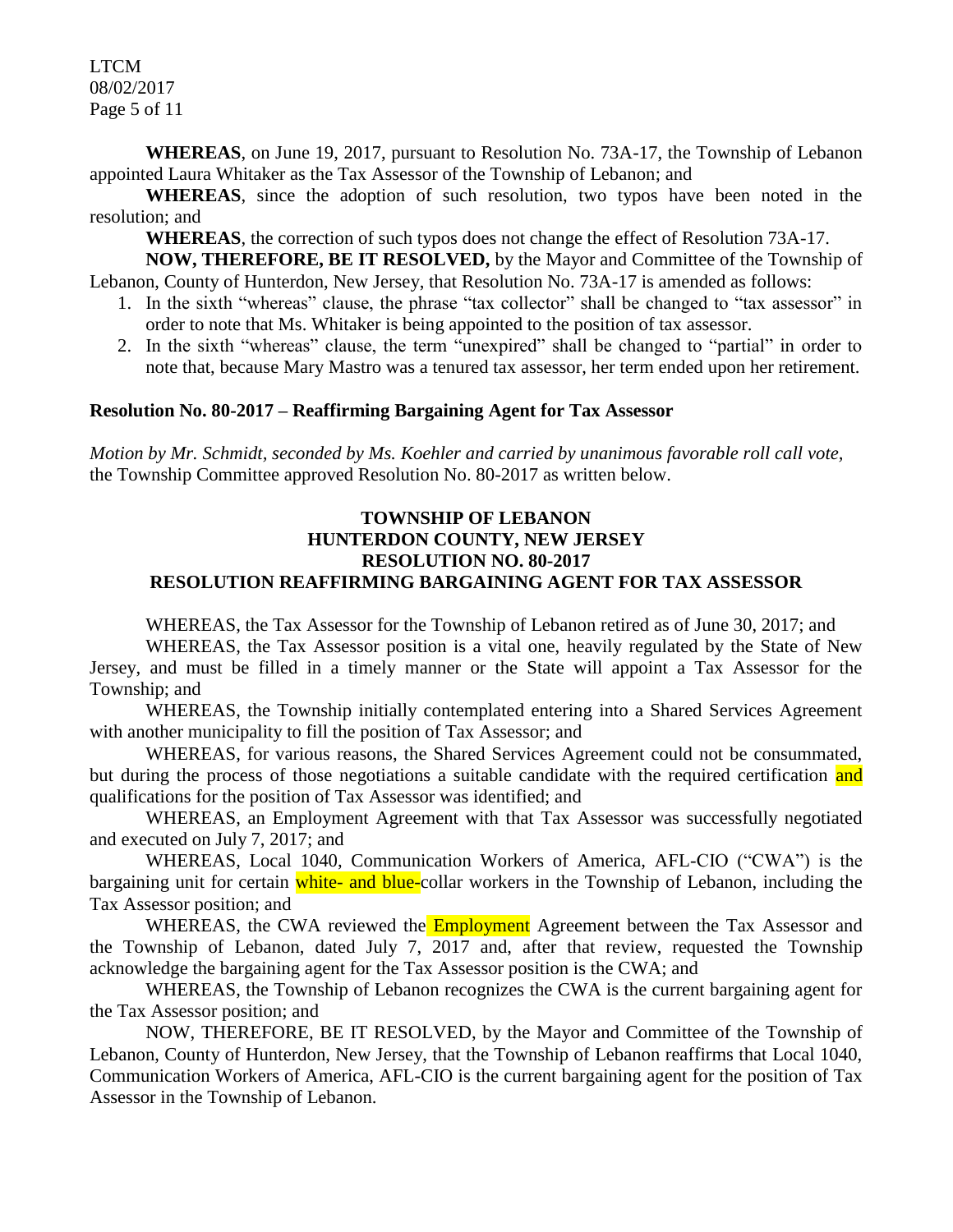**WHEREAS**, on June 19, 2017, pursuant to Resolution No. 73A-17, the Township of Lebanon appointed Laura Whitaker as the Tax Assessor of the Township of Lebanon; and

**WHEREAS**, since the adoption of such resolution, two typos have been noted in the resolution; and

**WHEREAS**, the correction of such typos does not change the effect of Resolution 73A-17.

**NOW, THEREFORE, BE IT RESOLVED,** by the Mayor and Committee of the Township of Lebanon, County of Hunterdon, New Jersey, that Resolution No. 73A-17 is amended as follows:

1. In the sixth "whereas" clause, the phrase "tax collector" shall be changed to "tax assessor" in order to note that Ms. Whitaker is being appointed to the position of tax assessor.
2. In the sixth "whereas" clause, the term "unexpired" shall be changed to "partial" in order to note that, because Mary Mastro was a tenured tax assessor, her term ended upon her retirement.

**Resolution No. 80-2017 – Reaffirming Bargaining Agent for Tax Assessor**

*Motion by Mr. Schmidt, seconded by Ms. Koehler and carried by unanimous favorable roll call vote,* the Township Committee approved Resolution No. 80-2017 as written below.

**TOWNSHIP OF LEBANON**
**HUNTERDON COUNTY, NEW JERSEY**
**RESOLUTION NO. 80-2017**
**RESOLUTION REAFFIRMING BARGAINING AGENT FOR TAX ASSESSOR**

WHEREAS, the Tax Assessor for the Township of Lebanon retired as of June 30, 2017; and

WHEREAS, the Tax Assessor position is a vital one, heavily regulated by the State of New Jersey, and must be filled in a timely manner or the State will appoint a Tax Assessor for the Township; and

WHEREAS, the Township initially contemplated entering into a Shared Services Agreement with another municipality to fill the position of Tax Assessor; and

WHEREAS, for various reasons, the Shared Services Agreement could not be consummated, but during the process of those negotiations a suitable candidate with the required certification and qualifications for the position of Tax Assessor was identified; and

WHEREAS, an Employment Agreement with that Tax Assessor was successfully negotiated and executed on July 7, 2017; and

WHEREAS, Local 1040, Communication Workers of America, AFL-CIO ("CWA") is the bargaining unit for certain white- and blue-collar workers in the Township of Lebanon, including the Tax Assessor position; and

WHEREAS, the CWA reviewed the Employment Agreement between the Tax Assessor and the Township of Lebanon, dated July 7, 2017 and, after that review, requested the Township acknowledge the bargaining agent for the Tax Assessor position is the CWA; and

WHEREAS, the Township of Lebanon recognizes the CWA is the current bargaining agent for the Tax Assessor position; and

NOW, THEREFORE, BE IT RESOLVED, by the Mayor and Committee of the Township of Lebanon, County of Hunterdon, New Jersey, that the Township of Lebanon reaffirms that Local 1040, Communication Workers of America, AFL-CIO is the current bargaining agent for the position of Tax Assessor in the Township of Lebanon.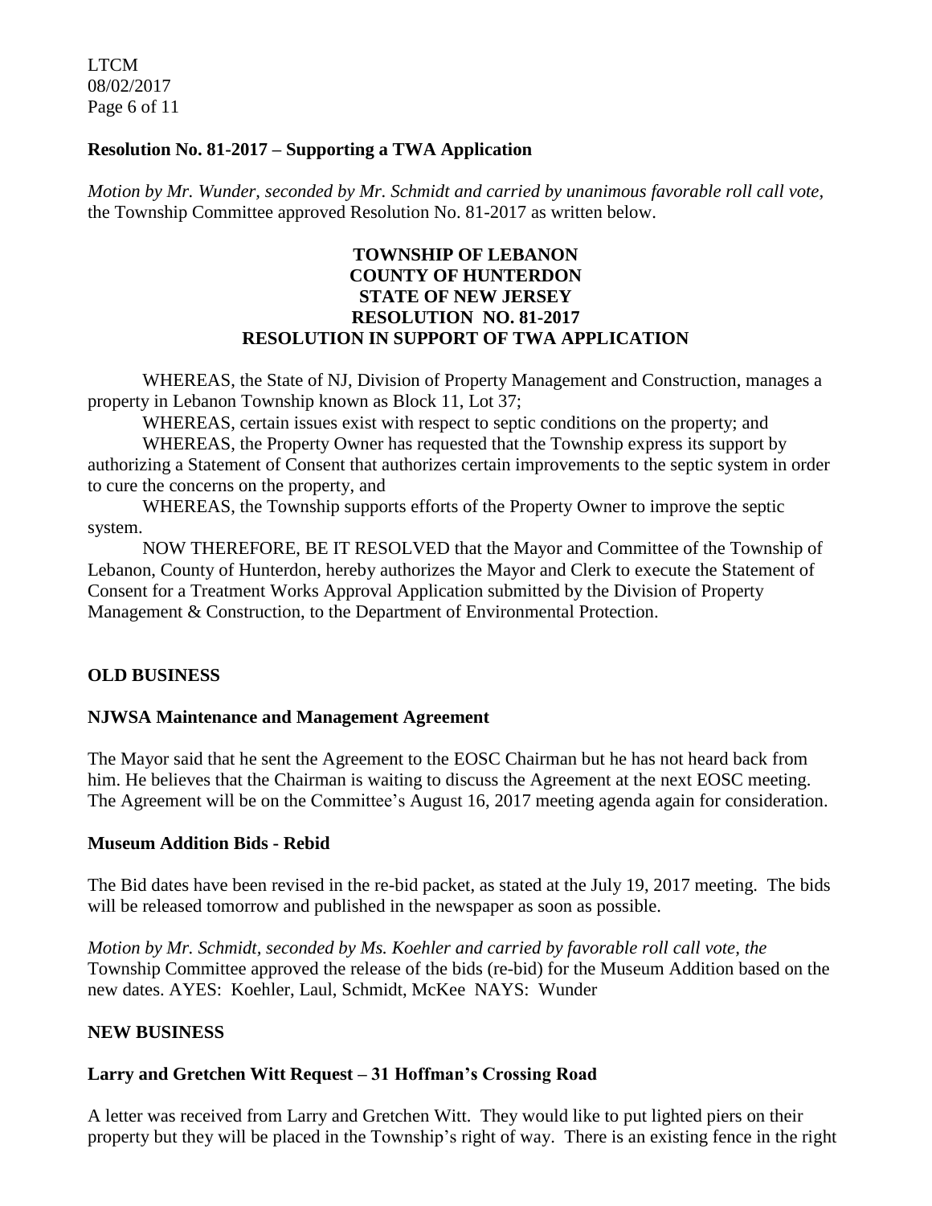**Resolution No. 81-2017 – Supporting a TWA Application**

*Motion by Mr. Wunder, seconded by Mr. Schmidt and carried by unanimous favorable roll call vote,* the Township Committee approved Resolution No. 81-2017 as written below.

**TOWNSHIP OF LEBANON**
**COUNTY OF HUNTERDON**
**STATE OF NEW JERSEY**
**RESOLUTION NO. 81-2017**
**RESOLUTION IN SUPPORT OF TWA APPLICATION**

WHEREAS, the State of NJ, Division of Property Management and Construction, manages a property in Lebanon Township known as Block 11, Lot 37;

WHEREAS, certain issues exist with respect to septic conditions on the property; and

WHEREAS, the Property Owner has requested that the Township express its support by authorizing a Statement of Consent that authorizes certain improvements to the septic system in order to cure the concerns on the property, and

WHEREAS, the Township supports efforts of the Property Owner to improve the septic system.

NOW THEREFORE, BE IT RESOLVED that the Mayor and Committee of the Township of Lebanon, County of Hunterdon, hereby authorizes the Mayor and Clerk to execute the Statement of Consent for a Treatment Works Approval Application submitted by the Division of Property Management & Construction, to the Department of Environmental Protection.

**OLD BUSINESS**

**NJWSA Maintenance and Management Agreement**

The Mayor said that he sent the Agreement to the EOSC Chairman but he has not heard back from him. He believes that the Chairman is waiting to discuss the Agreement at the next EOSC meeting. The Agreement will be on the Committee's August 16, 2017 meeting agenda again for consideration.

**Museum Addition Bids - Rebid**

The Bid dates have been revised in the re-bid packet, as stated at the July 19, 2017 meeting. The bids will be released tomorrow and published in the newspaper as soon as possible.

*Motion by Mr. Schmidt, seconded by Ms. Koehler and carried by favorable roll call vote, the* Township Committee approved the release of the bids (re-bid) for the Museum Addition based on the new dates. AYES: Koehler, Laul, Schmidt, McKee NAYS: Wunder

**NEW BUSINESS**

**Larry and Gretchen Witt Request – 31 Hoffman's Crossing Road**

A letter was received from Larry and Gretchen Witt. They would like to put lighted piers on their property but they will be placed in the Township's right of way. There is an existing fence in the right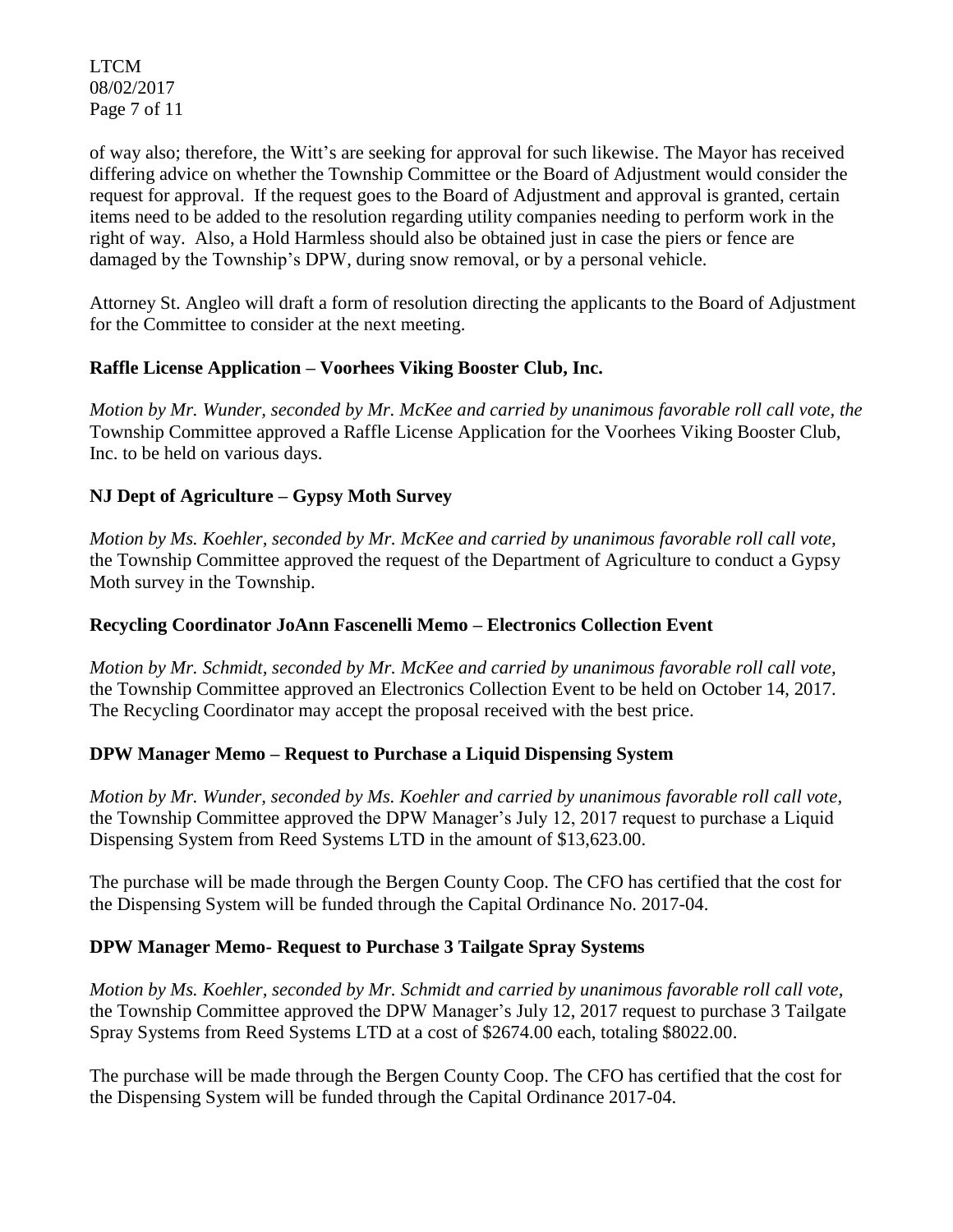of way also; therefore, the Witt's are seeking for approval for such likewise. The Mayor has received differing advice on whether the Township Committee or the Board of Adjustment would consider the request for approval. If the request goes to the Board of Adjustment and approval is granted, certain items need to be added to the resolution regarding utility companies needing to perform work in the right of way. Also, a Hold Harmless should also be obtained just in case the piers or fence are damaged by the Township's DPW, during snow removal, or by a personal vehicle.

Attorney St. Angleo will draft a form of resolution directing the applicants to the Board of Adjustment for the Committee to consider at the next meeting.

## Raffle License Application – Voorhees Viking Booster Club, Inc.

*Motion by Mr. Wunder, seconded by Mr. McKee and carried by unanimous favorable roll call vote, the* Township Committee approved a Raffle License Application for the Voorhees Viking Booster Club, Inc. to be held on various days.

## NJ Dept of Agriculture – Gypsy Moth Survey

*Motion by Ms. Koehler, seconded by Mr. McKee and carried by unanimous favorable roll call vote,* the Township Committee approved the request of the Department of Agriculture to conduct a Gypsy Moth survey in the Township.

## Recycling Coordinator JoAnn Fascenelli Memo – Electronics Collection Event

*Motion by Mr. Schmidt, seconded by Mr. McKee and carried by unanimous favorable roll call vote,* the Township Committee approved an Electronics Collection Event to be held on October 14, 2017. The Recycling Coordinator may accept the proposal received with the best price.

## DPW Manager Memo – Request to Purchase a Liquid Dispensing System

*Motion by Mr. Wunder, seconded by Ms. Koehler and carried by unanimous favorable roll call vote,* the Township Committee approved the DPW Manager's July 12, 2017 request to purchase a Liquid Dispensing System from Reed Systems LTD in the amount of $13,623.00.

The purchase will be made through the Bergen County Coop. The CFO has certified that the cost for the Dispensing System will be funded through the Capital Ordinance No. 2017-04.

## DPW Manager Memo- Request to Purchase 3 Tailgate Spray Systems

*Motion by Ms. Koehler, seconded by Mr. Schmidt and carried by unanimous favorable roll call vote,* the Township Committee approved the DPW Manager's July 12, 2017 request to purchase 3 Tailgate Spray Systems from Reed Systems LTD at a cost of $2674.00 each, totaling $8022.00.

The purchase will be made through the Bergen County Coop. The CFO has certified that the cost for the Dispensing System will be funded through the Capital Ordinance 2017-04.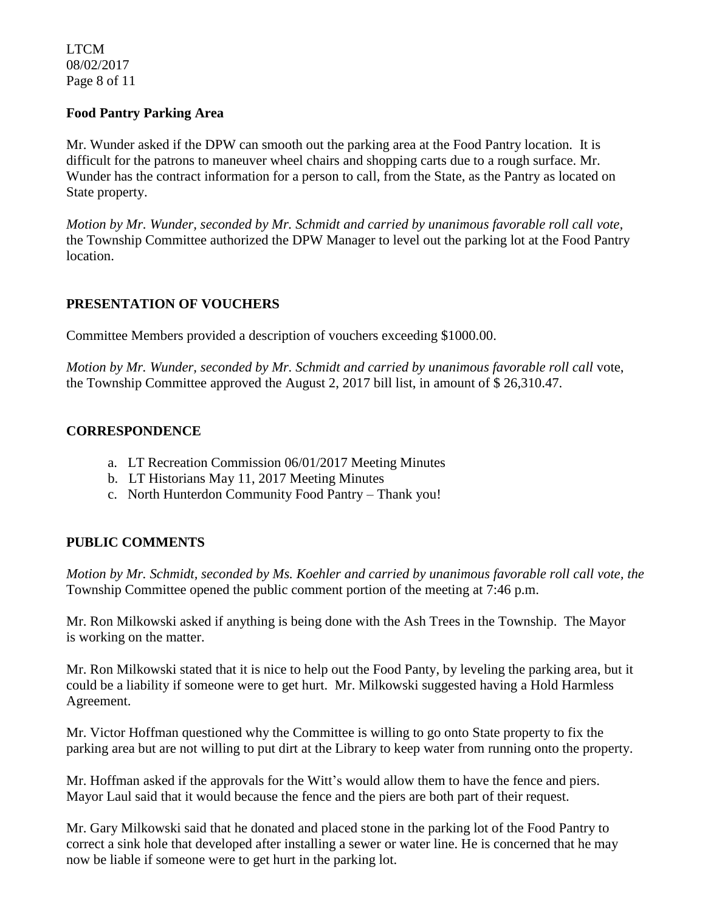## Food Pantry Parking Area

Mr. Wunder asked if the DPW can smooth out the parking area at the Food Pantry location. It is difficult for the patrons to maneuver wheel chairs and shopping carts due to a rough surface. Mr. Wunder has the contract information for a person to call, from the State, as the Pantry as located on State property.

*Motion by Mr. Wunder, seconded by Mr. Schmidt and carried by unanimous favorable roll call vote,* the Township Committee authorized the DPW Manager to level out the parking lot at the Food Pantry location.

## PRESENTATION OF VOUCHERS

Committee Members provided a description of vouchers exceeding $1000.00.

*Motion by Mr. Wunder, seconded by Mr. Schmidt and carried by unanimous favorable roll call* vote, the Township Committee approved the August 2, 2017 bill list, in amount of $ 26,310.47.

## CORRESPONDENCE

a. LT Recreation Commission 06/01/2017 Meeting Minutes
b. LT Historians May 11, 2017 Meeting Minutes
c. North Hunterdon Community Food Pantry – Thank you!

## PUBLIC COMMENTS

*Motion by Mr. Schmidt, seconded by Ms. Koehler and carried by unanimous favorable roll call vote, the* Township Committee opened the public comment portion of the meeting at 7:46 p.m.

Mr. Ron Milkowski asked if anything is being done with the Ash Trees in the Township. The Mayor is working on the matter.

Mr. Ron Milkowski stated that it is nice to help out the Food Panty, by leveling the parking area, but it could be a liability if someone were to get hurt. Mr. Milkowski suggested having a Hold Harmless Agreement.

Mr. Victor Hoffman questioned why the Committee is willing to go onto State property to fix the parking area but are not willing to put dirt at the Library to keep water from running onto the property.

Mr. Hoffman asked if the approvals for the Witt's would allow them to have the fence and piers. Mayor Laul said that it would because the fence and the piers are both part of their request.

Mr. Gary Milkowski said that he donated and placed stone in the parking lot of the Food Pantry to correct a sink hole that developed after installing a sewer or water line. He is concerned that he may now be liable if someone were to get hurt in the parking lot.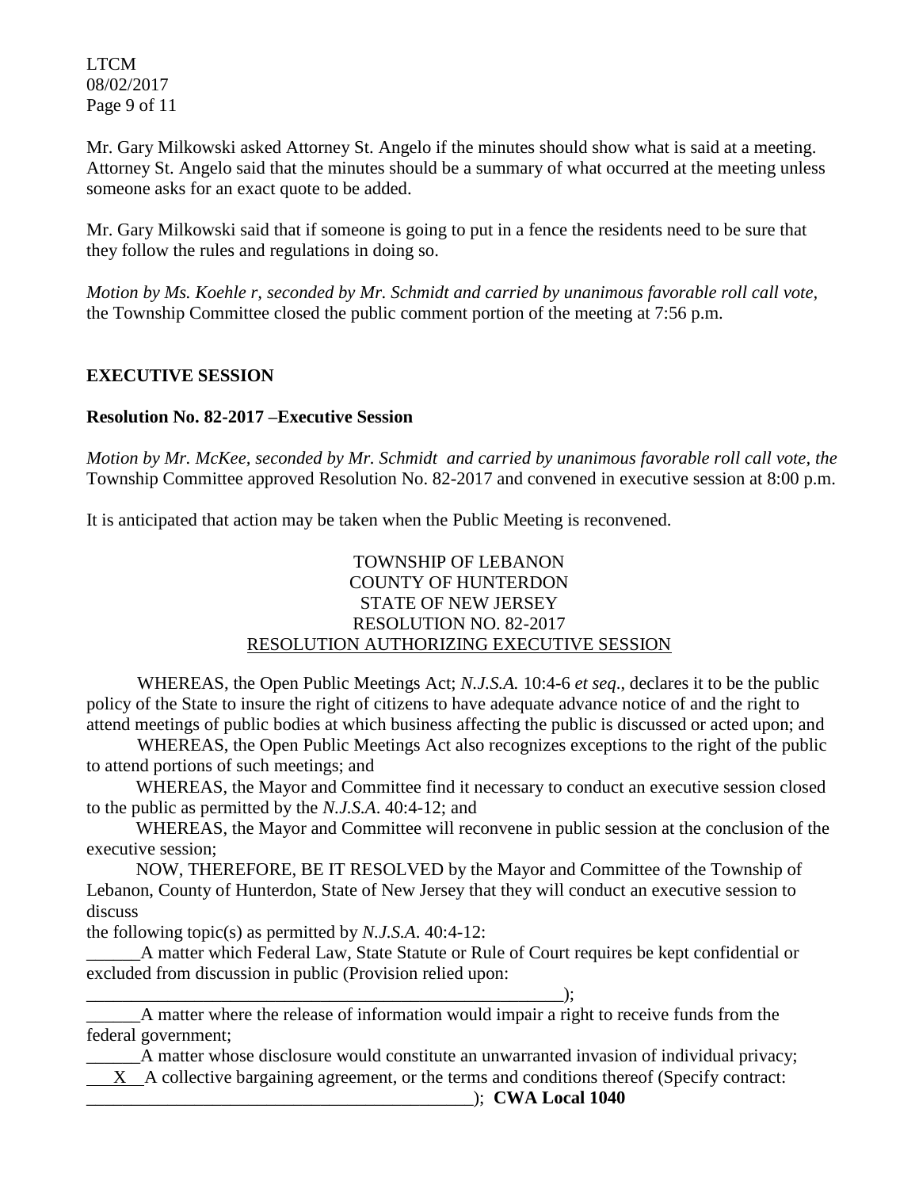Mr. Gary Milkowski asked Attorney St. Angelo if the minutes should show what is said at a meeting. Attorney St. Angelo said that the minutes should be a summary of what occurred at the meeting unless someone asks for an exact quote to be added.

Mr. Gary Milkowski said that if someone is going to put in a fence the residents need to be sure that they follow the rules and regulations in doing so.

*Motion by Ms. Koehle r, seconded by Mr. Schmidt and carried by unanimous favorable roll call vote,* the Township Committee closed the public comment portion of the meeting at 7:56 p.m.

## EXECUTIVE SESSION

### Resolution No. 82-2017 –Executive Session

*Motion by Mr. McKee, seconded by Mr. Schmidt and carried by unanimous favorable roll call vote, the* Township Committee approved Resolution No. 82-2017 and convened in executive session at 8:00 p.m.

It is anticipated that action may be taken when the Public Meeting is reconvened.

TOWNSHIP OF LEBANON
COUNTY OF HUNTERDON
STATE OF NEW JERSEY
RESOLUTION NO. 82-2017
RESOLUTION AUTHORIZING EXECUTIVE SESSION

WHEREAS, the Open Public Meetings Act; *N.J.S.A.* 10:4-6 *et seq*., declares it to be the public policy of the State to insure the right of citizens to have adequate advance notice of and the right to attend meetings of public bodies at which business affecting the public is discussed or acted upon; and

WHEREAS, the Open Public Meetings Act also recognizes exceptions to the right of the public to attend portions of such meetings; and

WHEREAS, the Mayor and Committee find it necessary to conduct an executive session closed to the public as permitted by the *N.J.S.A*. 40:4-12; and

WHEREAS, the Mayor and Committee will reconvene in public session at the conclusion of the executive session;

NOW, THEREFORE, BE IT RESOLVED by the Mayor and Committee of the Township of Lebanon, County of Hunterdon, State of New Jersey that they will conduct an executive session to discuss
the following topic(s) as permitted by *N.J.S.A*. 40:4-12:

______A matter which Federal Law, State Statute or Rule of Court requires be kept confidential or excluded from discussion in public (Provision relied upon: ________________________________________________________);

______A matter where the release of information would impair a right to receive funds from the federal government;

______A matter whose disclosure would constitute an unwarranted invasion of individual privacy;

___X___A collective bargaining agreement, or the terms and conditions thereof (Specify contract: ____________________________________________); **CWA Local 1040**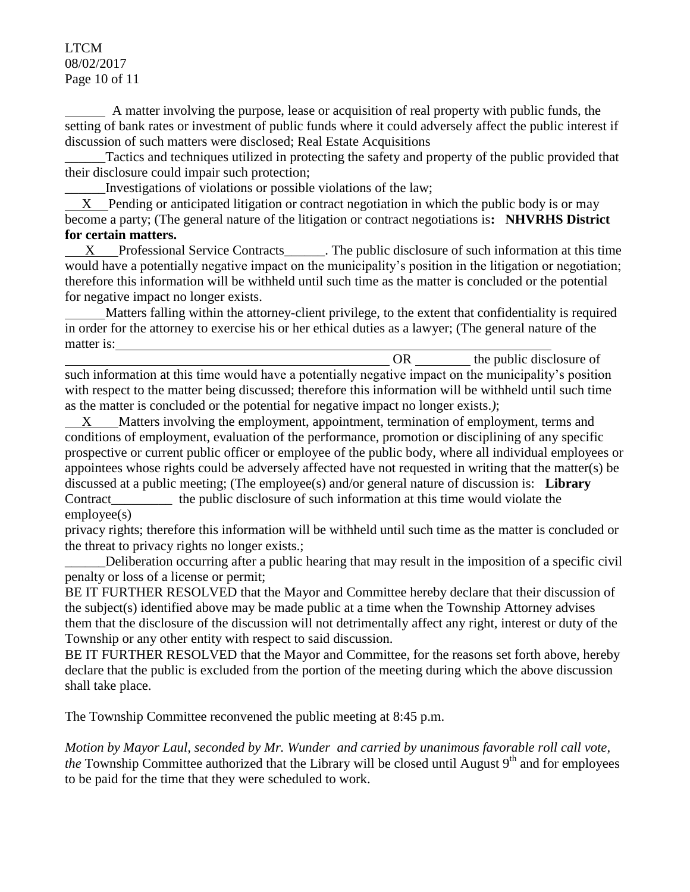______ A matter involving the purpose, lease or acquisition of real property with public funds, the setting of bank rates or investment of public funds where it could adversely affect the public interest if discussion of such matters were disclosed; Real Estate Acquisitions

______Tactics and techniques utilized in protecting the safety and property of the public provided that their disclosure could impair such protection;

______Investigations of violations or possible violations of the law;

__X__ Pending or anticipated litigation or contract negotiation in which the public body is or may become a party; (The general nature of the litigation or contract negotiations is**: NHVRHS District for certain matters.**

__X__ Professional Service Contracts______. The public disclosure of such information at this time would have a potentially negative impact on the municipality's position in the litigation or negotiation; therefore this information will be withheld until such time as the matter is concluded or the potential for negative impact no longer exists.

______Matters falling within the attorney-client privilege, to the extent that confidentiality is required in order for the attorney to exercise his or her ethical duties as a lawyer; (The general nature of the matter is:______________________________________________________________ OR ________ the public disclosure of such information at this time would have a potentially negative impact on the municipality's position with respect to the matter being discussed; therefore this information will be withheld until such time as the matter is concluded or the potential for negative impact no longer exists.*)*;

__X__ Matters involving the employment, appointment, termination of employment, terms and conditions of employment, evaluation of the performance, promotion or disciplining of any specific prospective or current public officer or employee of the public body, where all individual employees or appointees whose rights could be adversely affected have not requested in writing that the matter(s) be discussed at a public meeting; (The employee(s) and/or general nature of discussion is: **Library** Contract_________ the public disclosure of such information at this time would violate the employee(s) privacy rights; therefore this information will be withheld until such time as the matter is concluded or the threat to privacy rights no longer exists.;

______Deliberation occurring after a public hearing that may result in the imposition of a specific civil penalty or loss of a license or permit;

BE IT FURTHER RESOLVED that the Mayor and Committee hereby declare that their discussion of the subject(s) identified above may be made public at a time when the Township Attorney advises them that the disclosure of the discussion will not detrimentally affect any right, interest or duty of the Township or any other entity with respect to said discussion.

BE IT FURTHER RESOLVED that the Mayor and Committee, for the reasons set forth above, hereby declare that the public is excluded from the portion of the meeting during which the above discussion shall take place.

The Township Committee reconvened the public meeting at 8:45 p.m.

*Motion by Mayor Laul, seconded by Mr. Wunder and carried by unanimous favorable roll call vote, the* Township Committee authorized that the Library will be closed until August 9th and for employees to be paid for the time that they were scheduled to work.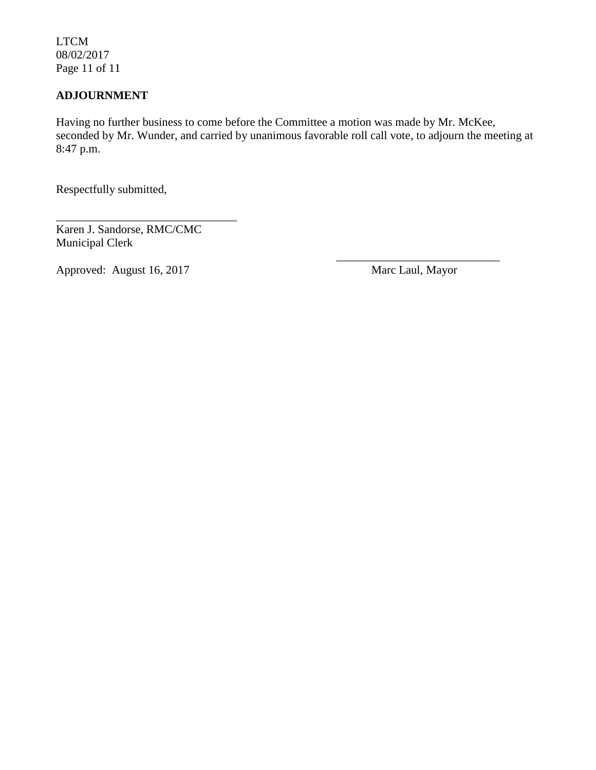## ADJOURNMENT

Having no further business to come before the Committee a motion was made by Mr. McKee, seconded by Mr. Wunder, and carried by unanimous favorable roll call vote, to adjourn the meeting at 8:47 p.m.

Respectfully submitted,

\_\_\_\_\_\_\_\_\_\_\_\_\_\_\_\_\_\_\_\_\_\_\_\_\_\_\_\_\_\_\_
Karen J. Sandorse, RMC/CMC
Municipal Clerk

\_\_\_\_\_\_\_\_\_\_\_\_\_\_\_\_\_\_\_\_\_\_\_\_\_\_\_\_\_\_\_

Approved: August 16, 2017

Marc Laul, Mayor